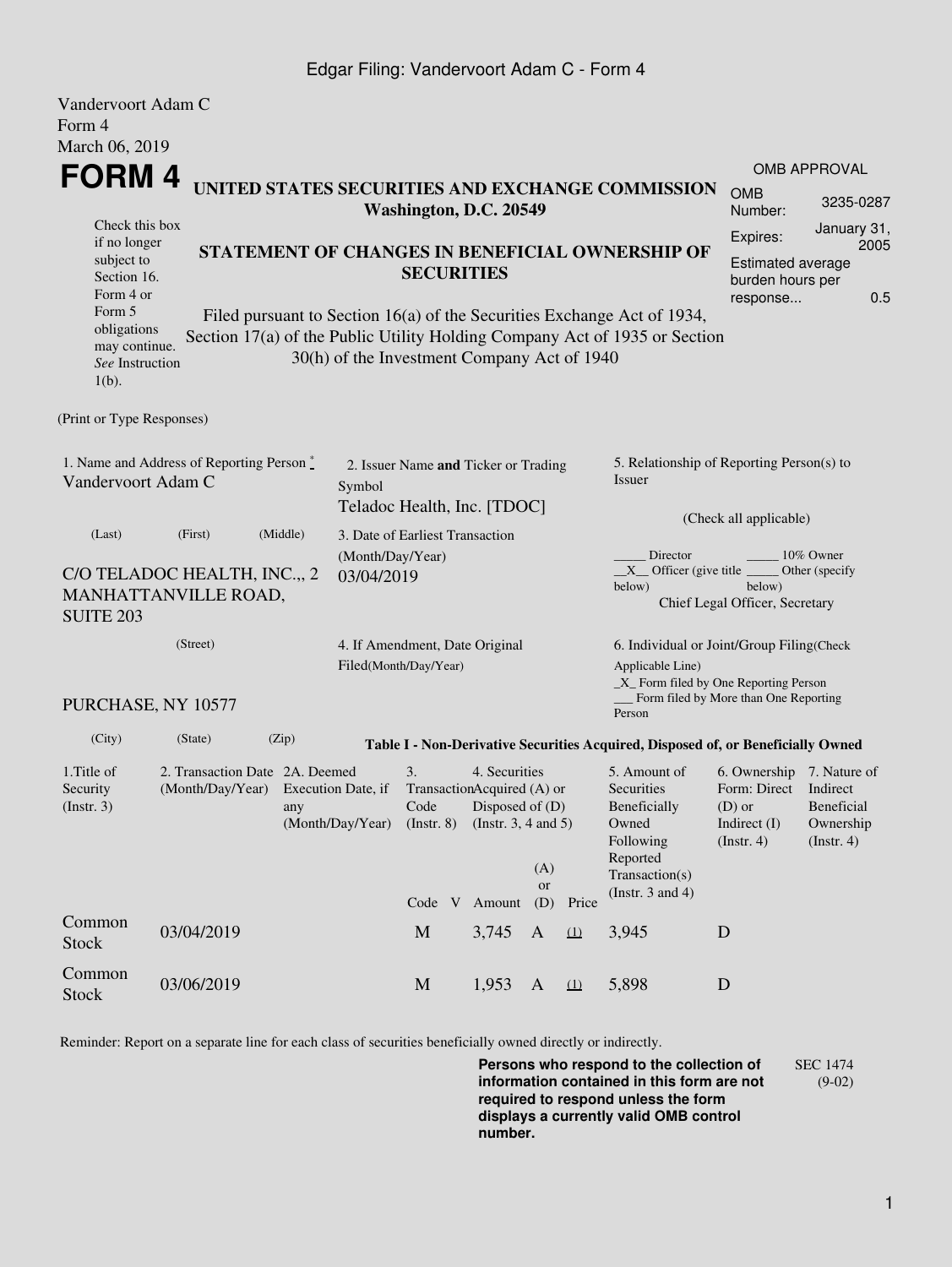Vandervoort Adam C
Form 4
March 06, 2019

# FORM 4

**UNITED STATES SECURITIES AND EXCHANGE COMMISSION**
**Washington, D.C. 20549**

| OMB APPROVAL | |
|---|---|
| OMB Number: | 3235-0287 |
| Expires: | January 31, 2005 |
| Estimated average burden hours per response... | 0.5 |

Check this box if no longer subject to Section 16. Form 4 or Form 5 obligations may continue. *See* Instruction 1(b).

**STATEMENT OF CHANGES IN BENEFICIAL OWNERSHIP OF SECURITIES**

Filed pursuant to Section 16(a) of the Securities Exchange Act of 1934, Section 17(a) of the Public Utility Holding Company Act of 1935 or Section 30(h) of the Investment Company Act of 1940

(Print or Type Responses)

1. Name and Address of Reporting Person *
Vandervoort Adam C

(Last) (First) (Middle)

C/O TELADOC HEALTH, INC.,, 2 MANHATTANVILLE ROAD, SUITE 203

(Street)

PURCHASE, NY 10577

(City) (State) (Zip)

2. Issuer Name **and** Ticker or Trading Symbol
Teladoc Health, Inc. [TDOC]

3. Date of Earliest Transaction (Month/Day/Year)
03/04/2019

4. If Amendment, Date Original Filed(Month/Day/Year)

5. Relationship of Reporting Person(s) to Issuer

(Check all applicable)

_____ Director _____ 10% Owner
__X__ Officer (give title below) _____ Other (specify below)
Chief Legal Officer, Secretary

6. Individual or Joint/Group Filing(Check Applicable Line)
_X_ Form filed by One Reporting Person
___ Form filed by More than One Reporting Person

**Table I - Non-Derivative Securities Acquired, Disposed of, or Beneficially Owned**

| 1.Title of Security (Instr. 3) | 2. Transaction Date (Month/Day/Year) | 2A. Deemed Execution Date, if any (Month/Day/Year) | 3. Transaction Code (Instr. 8) | | 4. Securities Acquired (A) or Disposed of (D) (Instr. 3, 4 and 5) | | | 5. Amount of Securities Beneficially Owned Following Reported Transaction(s) (Instr. 3 and 4) | 6. Ownership Form: Direct (D) or Indirect (I) (Instr. 4) | 7. Nature of Indirect Beneficial Ownership (Instr. 4) |
|---|---|---|---|---|---|---|---|---|---|---|
| | | | Code | V | Amount | (A) or (D) | Price | | | |
| Common Stock | 03/04/2019 | | M | | 3,745 | A | (1) | 3,945 | D | |
| Common Stock | 03/06/2019 | | M | | 1,953 | A | (1) | 5,898 | D | |

Reminder: Report on a separate line for each class of securities beneficially owned directly or indirectly.

**Persons who respond to the collection of information contained in this form are not required to respond unless the form displays a currently valid OMB control number.**

SEC 1474 (9-02)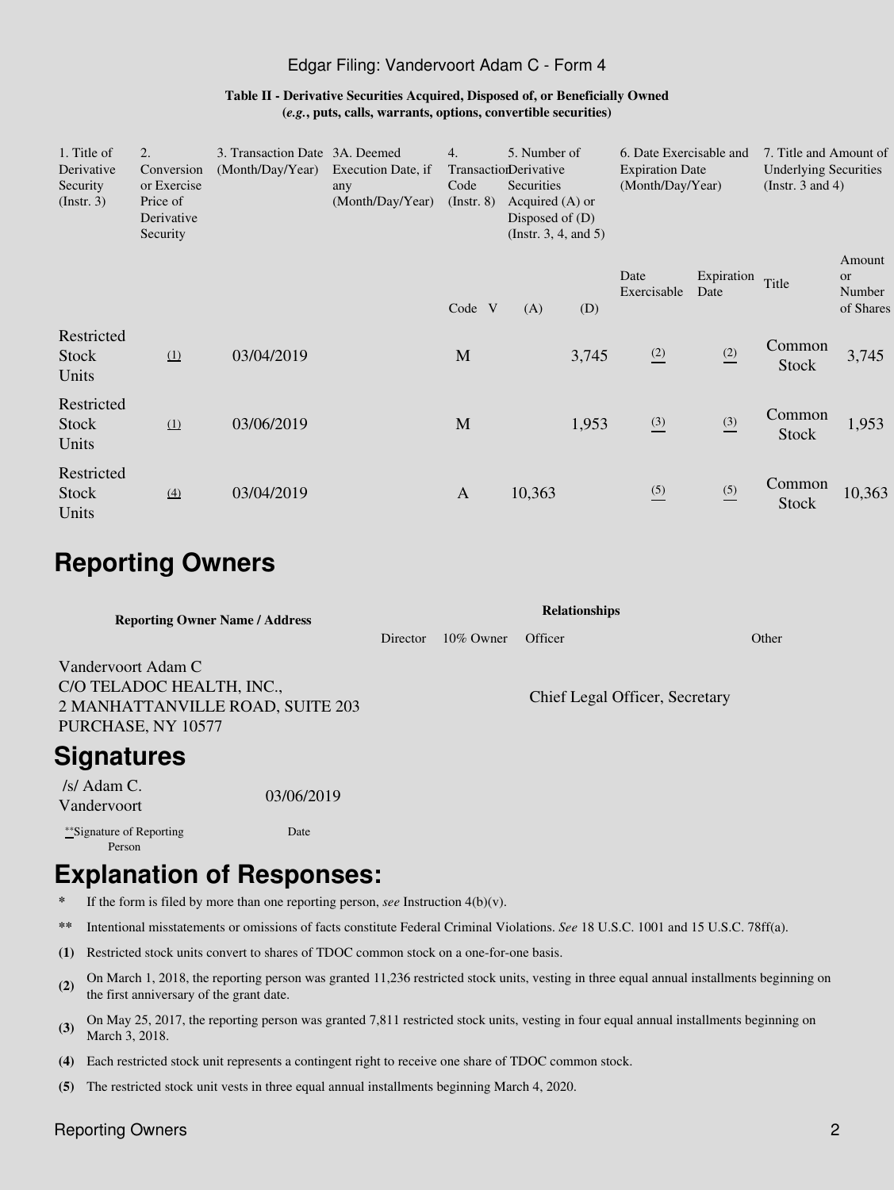Edgar Filing: Vandervoort Adam C - Form 4

**Table II - Derivative Securities Acquired, Disposed of, or Beneficially Owned**
**(*e.g.*, puts, calls, warrants, options, convertible securities)**

| 1. Title of Derivative Security (Instr. 3) | 2. Conversion or Exercise Price of Derivative Security | 3. Transaction Date (Month/Day/Year) | 3A. Deemed Execution Date, if any (Month/Day/Year) | 4. Transaction Code (Instr. 8) | | 5. Number of Derivative Securities Acquired (A) or Disposed of (D) (Instr. 3, 4, and 5) | | 6. Date Exercisable and Expiration Date (Month/Day/Year) | | 7. Title and Amount of Underlying Securities (Instr. 3 and 4) | |
|---|---|---|---|---|---|---|---|---|---|---|---|
| | | | | Code | V | (A) | (D) | Date Exercisable | Expiration Date | Title | Amount or Number of Shares |
| Restricted Stock Units | (1) | 03/04/2019 | | M | | | 3,745 | (2) | (2) | Common Stock | 3,745 |
| Restricted Stock Units | (1) | 03/06/2019 | | M | | | 1,953 | (3) | (3) | Common Stock | 1,953 |
| Restricted Stock Units | (4) | 03/04/2019 | | A | | 10,363 | | (5) | (5) | Common Stock | 10,363 |

# Reporting Owners

| Reporting Owner Name / Address | Relationships | | | |
|---|---|---|---|---|
| | Director | 10% Owner | Officer | Other |
| Vandervoort Adam C<br>C/O TELADOC HEALTH, INC.,<br>2 MANHATTANVILLE ROAD, SUITE 203<br>PURCHASE, NY 10577 | | | Chief Legal Officer, Secretary | |

# Signatures

| /s/ Adam C. Vandervoort | 03/06/2019 |
|---|---|
| **Signature of Reporting Person | Date |

# Explanation of Responses:

- \* If the form is filed by more than one reporting person, *see* Instruction 4(b)(v).
- ** Intentional misstatements or omissions of facts constitute Federal Criminal Violations. *See* 18 U.S.C. 1001 and 15 U.S.C. 78ff(a).
- **(1)** Restricted stock units convert to shares of TDOC common stock on a one-for-one basis.
- **(2)** On March 1, 2018, the reporting person was granted 11,236 restricted stock units, vesting in three equal annual installments beginning on the first anniversary of the grant date.
- **(3)** On May 25, 2017, the reporting person was granted 7,811 restricted stock units, vesting in four equal annual installments beginning on March 3, 2018.
- **(4)** Each restricted stock unit represents a contingent right to receive one share of TDOC common stock.
- **(5)** The restricted stock unit vests in three equal annual installments beginning March 4, 2020.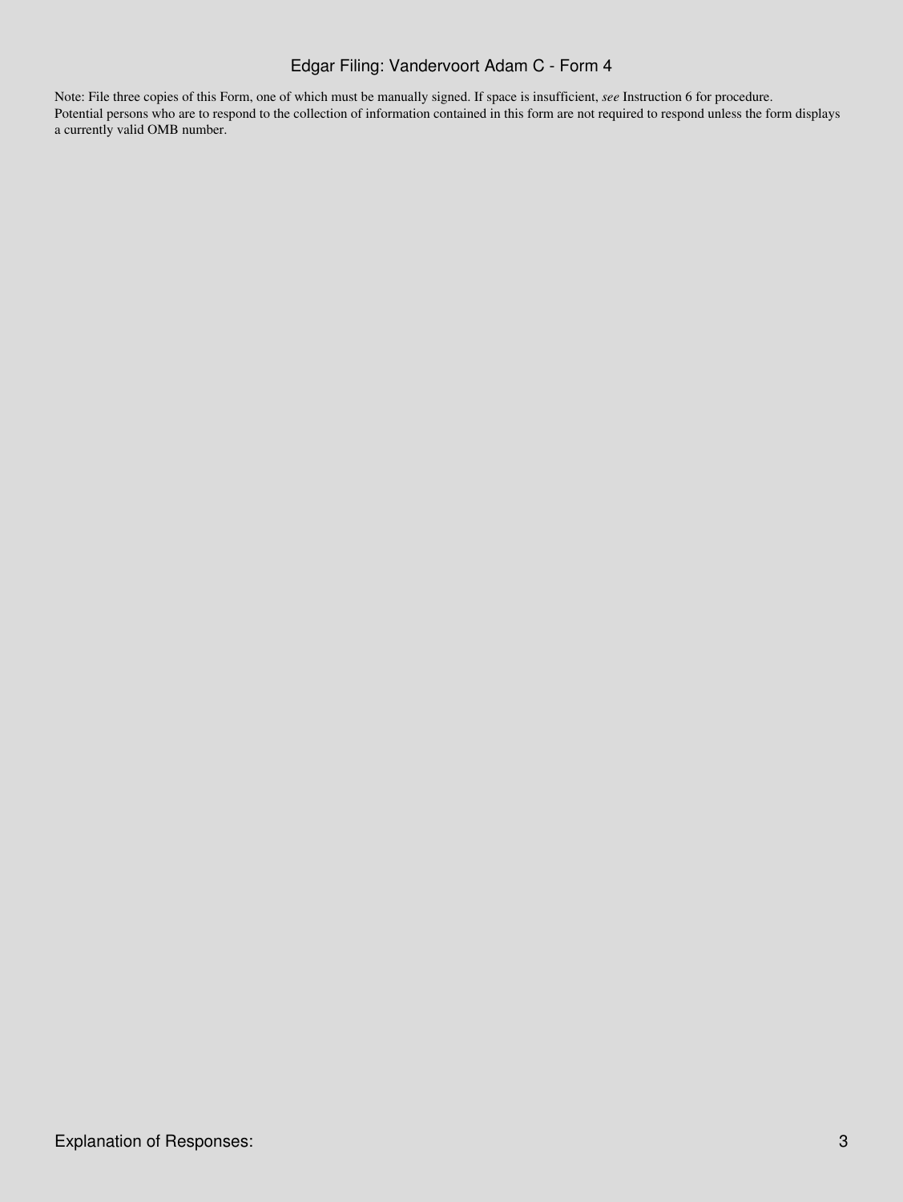Note: File three copies of this Form, one of which must be manually signed. If space is insufficient, *see* Instruction 6 for procedure.
Potential persons who are to respond to the collection of information contained in this form are not required to respond unless the form displays a currently valid OMB number.